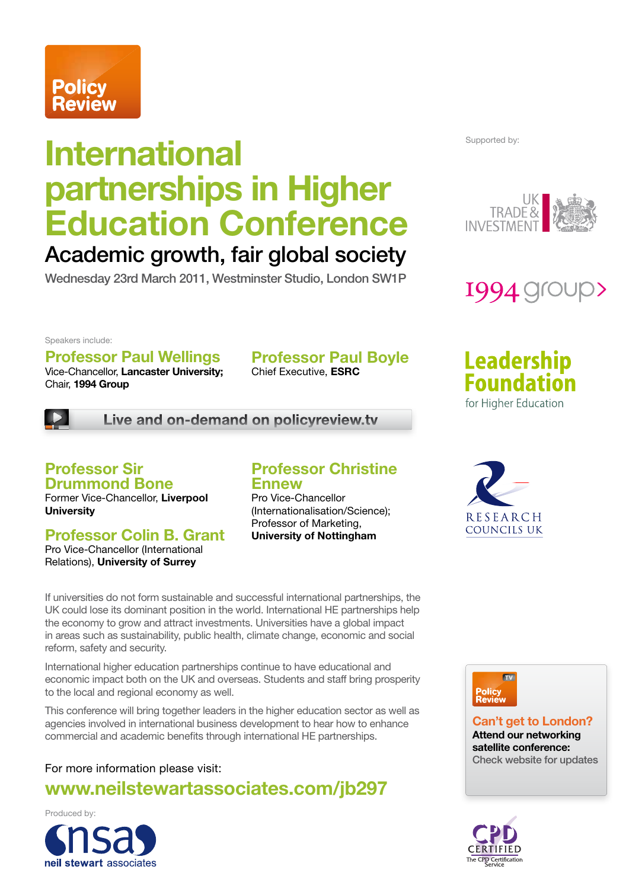Policy Review

# International partnerships in Higher Education Conference

## Academic growth, fair global society

Wednesday 23rd March 2011, Westminster Studio, London SW1P

Supported by:

UK TRADE & INVESTMENT

1994 group

Leadership Foundation for Higher Education

RESEARCH COUNCILS UK

Speakers include:

### Professor Paul Wellings
Vice-Chancellor, **Lancaster University;** Chair, **1994 Group**

### Professor Paul Boyle
Chief Executive, **ESRC**

Live and on-demand on policyreview.tv

### Professor Sir Drummond Bone
Former Vice-Chancellor, **Liverpool University**

### Professor Colin B. Grant
Pro Vice-Chancellor (International Relations), **University of Surrey**

### Professor Christine Ennew
Pro Vice-Chancellor (Internationalisation/Science); Professor of Marketing, **University of Nottingham**

If universities do not form sustainable and successful international partnerships, the UK could lose its dominant position in the world. International HE partnerships help the economy to grow and attract investments. Universities have a global impact in areas such as sustainability, public health, climate change, economic and social reform, safety and security.

International higher education partnerships continue to have educational and economic impact both on the UK and overseas. Students and staff bring prosperity to the local and regional economy as well.

This conference will bring together leaders in the higher education sector as well as agencies involved in international business development to hear how to enhance commercial and academic benefits through international HE partnerships.

For more information please visit:

**www.neilstewartassociates.com/jb297**

Policy Review TV

**Can't get to London?**
**Attend our networking satellite conference:**
Check website for updates

Produced by:

nsa neil stewart associates

CPD CERTIFIED The CPD Certification Service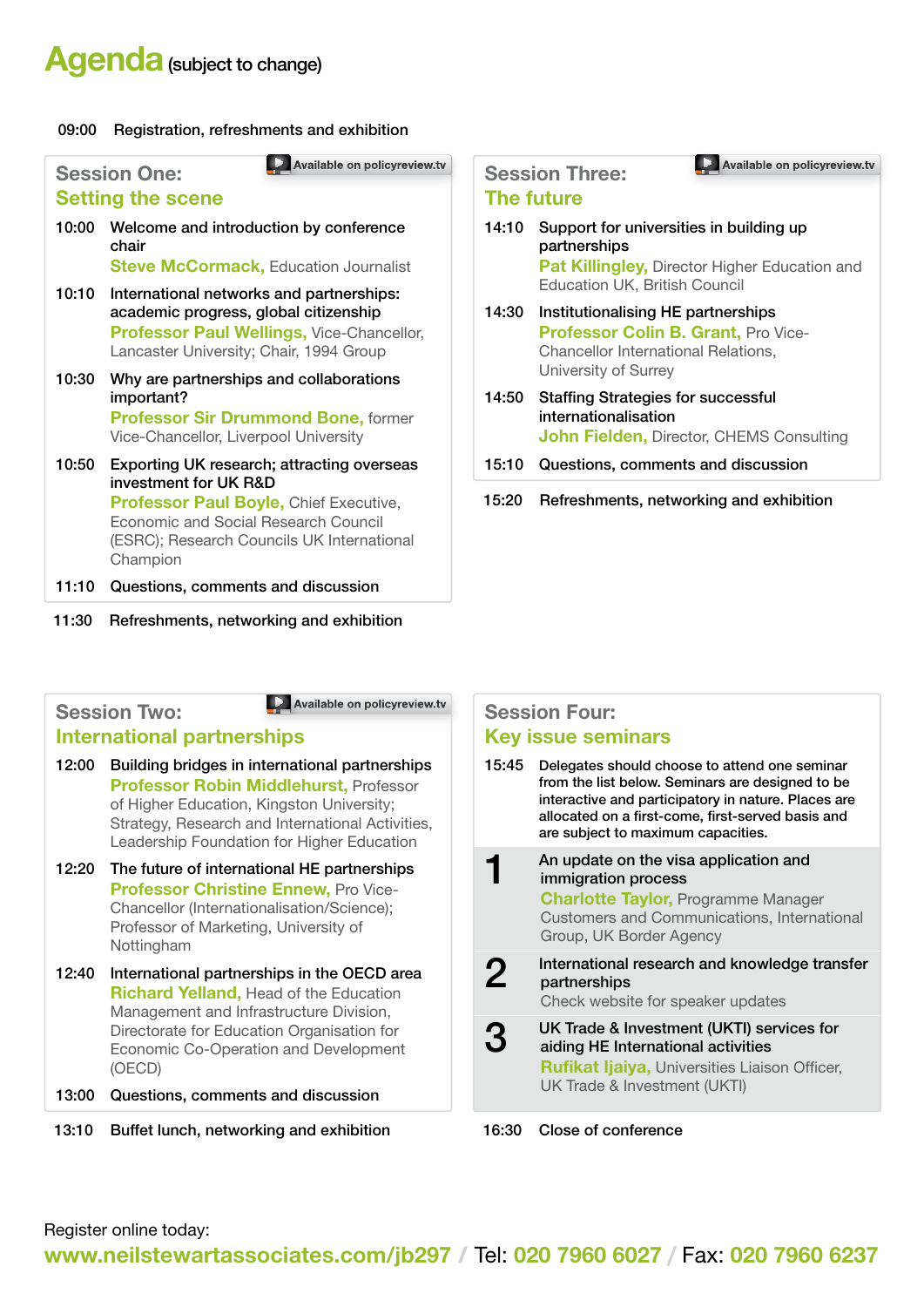# Agenda (subject to change)

09:00 Registration, refreshments and exhibition

## Session One: Setting the scene

Available on policyreview.tv

**10:00** Welcome and introduction by conference chair
**Steve McCormack,** Education Journalist

**10:10** International networks and partnerships: academic progress, global citizenship
**Professor Paul Wellings,** Vice-Chancellor, Lancaster University; Chair, 1994 Group

**10:30** Why are partnerships and collaborations important?
**Professor Sir Drummond Bone,** former Vice-Chancellor, Liverpool University

**10:50** Exporting UK research; attracting overseas investment for UK R&D
**Professor Paul Boyle,** Chief Executive, Economic and Social Research Council (ESRC); Research Councils UK International Champion

**11:10** Questions, comments and discussion

11:30 Refreshments, networking and exhibition

## Session Two: International partnerships

Available on policyreview.tv

**12:00** Building bridges in international partnerships
**Professor Robin Middlehurst,** Professor of Higher Education, Kingston University; Strategy, Research and International Activities, Leadership Foundation for Higher Education

**12:20** The future of international HE partnerships
**Professor Christine Ennew,** Pro Vice-Chancellor (Internationalisation/Science); Professor of Marketing, University of Nottingham

**12:40** International partnerships in the OECD area
**Richard Yelland,** Head of the Education Management and Infrastructure Division, Directorate for Education Organisation for Economic Co-Operation and Development (OECD)

**13:00** Questions, comments and discussion

13:10 Buffet lunch, networking and exhibition

## Session Three: The future

Available on policyreview.tv

**14:10** Support for universities in building up partnerships
**Pat Killingley,** Director Higher Education and Education UK, British Council

**14:30** Institutionalising HE partnerships
**Professor Colin B. Grant,** Pro Vice-Chancellor International Relations, University of Surrey

**14:50** Staffing Strategies for successful internationalisation
**John Fielden,** Director, CHEMS Consulting

**15:10** Questions, comments and discussion

15:20 Refreshments, networking and exhibition

## Session Four: Key issue seminars

**15:45** Delegates should choose to attend one seminar from the list below. Seminars are designed to be interactive and participatory in nature. Places are allocated on a first-come, first-served basis and are subject to maximum capacities.

**1** An update on the visa application and immigration process
**Charlotte Taylor,** Programme Manager Customers and Communications, International Group, UK Border Agency

**2** International research and knowledge transfer partnerships
Check website for speaker updates

**3** UK Trade & Investment (UKTI) services for aiding HE International activities
**Rufikat Ijaiya,** Universities Liaison Officer, UK Trade & Investment (UKTI)

16:30 Close of conference

Register online today:
**www.neilstewartassociates.com/jb297** / Tel: **020 7960 6027** / Fax: **020 7960 6237**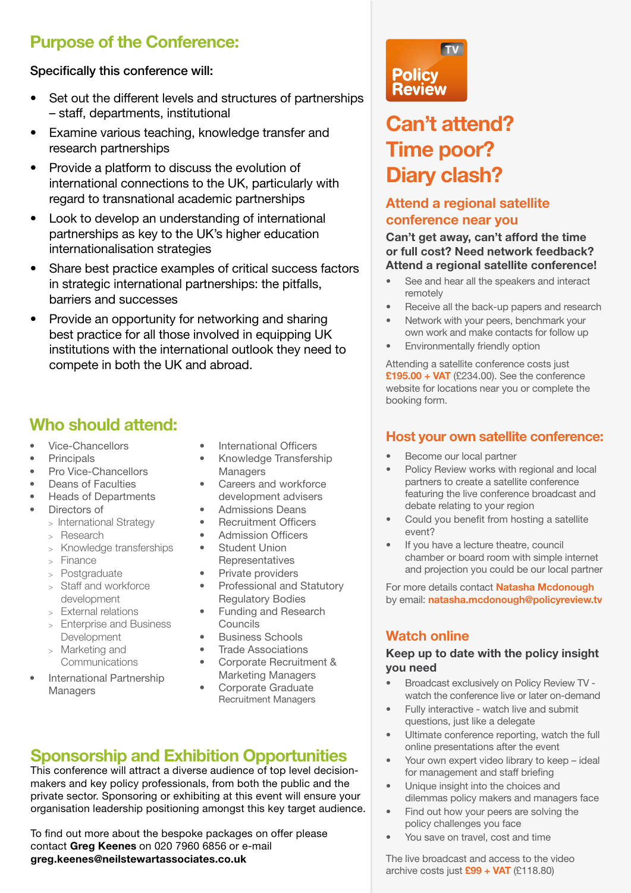## Purpose of the Conference:

Specifically this conference will:

- Set out the different levels and structures of partnerships – staff, departments, institutional
- Examine various teaching, knowledge transfer and research partnerships
- Provide a platform to discuss the evolution of international connections to the UK, particularly with regard to transnational academic partnerships
- Look to develop an understanding of international partnerships as key to the UK's higher education internationalisation strategies
- Share best practice examples of critical success factors in strategic international partnerships: the pitfalls, barriers and successes
- Provide an opportunity for networking and sharing best practice for all those involved in equipping UK institutions with the international outlook they need to compete in both the UK and abroad.

## Who should attend:

- Vice-Chancellors
- Principals
- Pro Vice-Chancellors
- Deans of Faculties
- Heads of Departments
- Directors of
  - International Strategy
  - Research
  - Knowledge transferships
  - Finance
  - Postgraduate
  - Staff and workforce development
  - External relations
  - Enterprise and Business Development
  - Marketing and Communications
- International Partnership Managers
- International Officers
- Knowledge Transfership Managers
- Careers and workforce development advisers
- Admissions Deans
- Recruitment Officers
- Admission Officers
- Student Union Representatives
- Private providers
- Professional and Statutory Regulatory Bodies
- Funding and Research Councils
- Business Schools
- Trade Associations
- Corporate Recruitment & Marketing Managers
- Corporate Graduate Recruitment Managers

## Sponsorship and Exhibition Opportunities

This conference will attract a diverse audience of top level decision-makers and key policy professionals, from both the public and the private sector. Sponsoring or exhibiting at this event will ensure your organisation leadership positioning amongst this key target audience.

To find out more about the bespoke packages on offer please contact **Greg Keenes** on 020 7960 6856 or e-mail **greg.keenes@neilstewartassociates.co.uk**

Policy Review TV

# Can't attend? Time poor? Diary clash?

### Attend a regional satellite conference near you

**Can't get away, can't afford the time or full cost? Need network feedback? Attend a regional satellite conference!**

- See and hear all the speakers and interact remotely
- Receive all the back-up papers and research
- Network with your peers, benchmark your own work and make contacts for follow up
- Environmentally friendly option

Attending a satellite conference costs just **£195.00 + VAT** (£234.00). See the conference website for locations near you or complete the booking form.

### Host your own satellite conference:

- Become our local partner
- Policy Review works with regional and local partners to create a satellite conference featuring the live conference broadcast and debate relating to your region
- Could you benefit from hosting a satellite event?
- If you have a lecture theatre, council chamber or board room with simple internet and projection you could be our local partner

For more details contact **Natasha Mcdonough** by email: **natasha.mcdonough@policyreview.tv**

### Watch online

**Keep up to date with the policy insight you need**

- Broadcast exclusively on Policy Review TV - watch the conference live or later on-demand
- Fully interactive - watch live and submit questions, just like a delegate
- Ultimate conference reporting, watch the full online presentations after the event
- Your own expert video library to keep – ideal for management and staff briefing
- Unique insight into the choices and dilemmas policy makers and managers face
- Find out how your peers are solving the policy challenges you face
- You save on travel, cost and time

The live broadcast and access to the video archive costs just **£99 + VAT** (£118.80)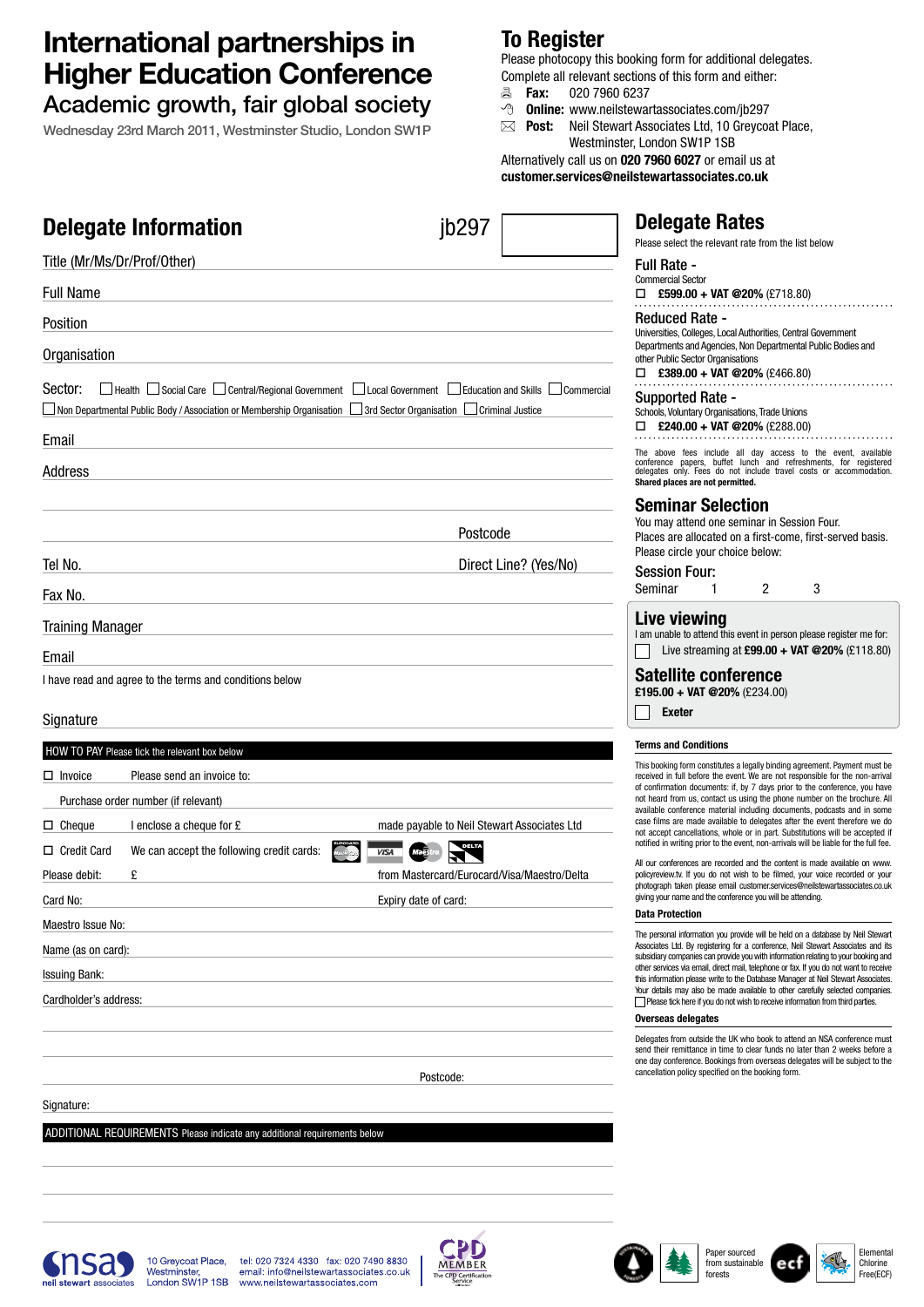# International partnerships in Higher Education Conference

## Academic growth, fair global society

Wednesday 23rd March 2011, Westminster Studio, London SW1P

## To Register

Please photocopy this booking form for additional delegates.
Complete all relevant sections of this form and either:

- **Fax:** 020 7960 6237
- **Online:** www.neilstewartassociates.com/jb297
- **Post:** Neil Stewart Associates Ltd, 10 Greycoat Place, Westminster, London SW1P 1SB

Alternatively call us on **020 7960 6027** or email us at **customer.services@neilstewartassociates.co.uk**

## Delegate Information

jb297

Title (Mr/Ms/Dr/Prof/Other)

Full Name

Position

Organisation

Sector: ☐ Health ☐ Social Care ☐ Central/Regional Government ☐ Local Government ☐ Education and Skills ☐ Commercial ☐ Non Departmental Public Body / Association or Membership Organisation ☐ 3rd Sector Organisation ☐ Criminal Justice

Email

Address

Postcode

Tel No. Direct Line? (Yes/No)

Fax No.

Training Manager

Email

I have read and agree to the terms and conditions below

Signature

**HOW TO PAY** Please tick the relevant box below

☐ Invoice Please send an invoice to:

Purchase order number (if relevant)

☐ Cheque I enclose a cheque for £ made payable to Neil Stewart Associates Ltd

☐ Credit Card We can accept the following credit cards:

Please debit: £ from Mastercard/Eurocard/Visa/Maestro/Delta

Card No: Expiry date of card:

Maestro Issue No:

Name (as on card):

Issuing Bank:

Cardholder's address:

Postcode:

Signature:

**ADDITIONAL REQUIREMENTS** Please indicate any additional requirements below

## Delegate Rates

Please select the relevant rate from the list below

**Full Rate -**
Commercial Sector
☐ **£599.00 + VAT @20%** (£718.80)

**Reduced Rate -**
Universities, Colleges, Local Authorities, Central Government Departments and Agencies, Non Departmental Public Bodies and other Public Sector Organisations
☐ **£389.00 + VAT @20%** (£466.80)

**Supported Rate -**
Schools, Voluntary Organisations, Trade Unions
☐ **£240.00 + VAT @20%** (£288.00)

The above fees include all day access to the event, available conference papers, buffet lunch and refreshments, for registered delegates only. Fees do not include travel costs or accommodation. **Shared places are not permitted.**

## Seminar Selection

You may attend one seminar in Session Four.
Places are allocated on a first-come, first-served basis.
Please circle your choice below:

**Session Four:**
Seminar 1 2 3

## Live viewing

I am unable to attend this event in person please register me for:
☐ Live streaming at **£99.00 + VAT @20%** (£118.80)

## Satellite conference

**£195.00 + VAT @20%** (£234.00)
☐ **Exeter**

### Terms and Conditions

This booking form constitutes a legally binding agreement. Payment must be received in full before the event. We are not responsible for the non-arrival of confirmation documents: if, by 7 days prior to the conference, you have not heard from us, contact us using the phone number on the brochure. All available conference material including documents, podcasts and in some case films are made available to delegates after the event therefore we do not accept cancellations, whole or in part. Substitutions will be accepted if notified in writing prior to the event, non-arrivals will be liable for the full fee.

All our conferences are recorded and the content is made available on www.policyreview.tv. If you do not wish to be filmed, your voice recorded or your photograph taken please email customer.services@neilstewartassociates.co.uk giving your name and the conference you will be attending.

### Data Protection

The personal information you provide will be held on a database by Neil Stewart Associates Ltd. By registering for a conference, Neil Stewart Associates and its subsidiary companies can provide you with information relating to your booking and other services via email, direct mail, telephone or fax. If you do not want to receive this information please write to the Database Manager at Neil Stewart Associates. Your details may also be made available to other carefully selected companies.
☐ Please tick here if you do not wish to receive information from third parties.

### Overseas delegates

Delegates from outside the UK who book to attend an NSA conference must send their remittance in time to clear funds no later than 2 weeks before a one day conference. Bookings from overseas delegates will be subject to the cancellation policy specified on the booking form.

nsa neil stewart associates 10 Greycoat Place, Westminster, London SW1P 1SB tel: 020 7324 4330 fax: 020 7490 8830 email: info@neilstewartassociates.co.uk www.neilstewartassociates.com

CPD MEMBER The CPD Certification Service

Paper sourced from sustainable forests

Elemental Chlorine Free(ECF)